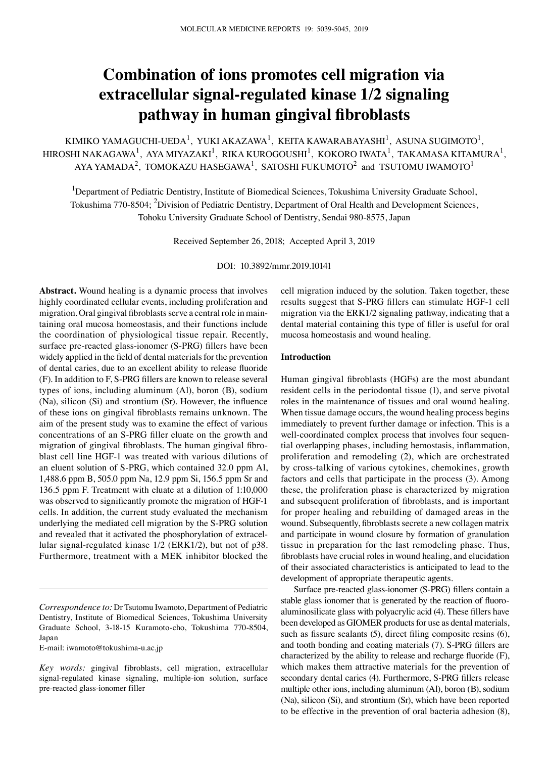# Combination of ions promotes cell migration via extracellular signal-regulated kinase 1/2 signaling pathway in human gingival fibroblasts

KIMIKO YAMAGUCHI-UEDA[1], YUKI AKAZAWA[1], KEITA KAWARABAYASHI[1], ASUNA SUGIMOTO[1], HIROSHI NAKAGAWA[1], AYA MIYAZAKI[1], RIKA KUROGOUSHI[1], KOKORO IWATA[1], TAKAMASA KITAMURA[1], AYA YAMADA[2], TOMOKAZU HASEGAWA[1], SATOSHI FUKUMOTO[2] and TSUTOMU IWAMOTO[1]

[1]Department of Pediatric Dentistry, Institute of Biomedical Sciences, Tokushima University Graduate School, Tokushima 770-8504; [2]Division of Pediatric Dentistry, Department of Oral Health and Development Sciences, Tohoku University Graduate School of Dentistry, Sendai 980-8575, Japan

Received September 26, 2018; Accepted April 3, 2019

DOI: 10.3892/mmr.2019.10141

**Abstract.** Wound healing is a dynamic process that involves highly coordinated cellular events, including proliferation and migration. Oral gingival fibroblasts serve a central role in maintaining oral mucosa homeostasis, and their functions include the coordination of physiological tissue repair. Recently, surface pre-reacted glass-ionomer (S-PRG) fillers have been widely applied in the field of dental materials for the prevention of dental caries, due to an excellent ability to release fluoride (F). In addition to F, S-PRG fillers are known to release several types of ions, including aluminum (Al), boron (B), sodium (Na), silicon (Si) and strontium (Sr). However, the influence of these ions on gingival fibroblasts remains unknown. The aim of the present study was to examine the effect of various concentrations of an S-PRG filler eluate on the growth and migration of gingival fibroblasts. The human gingival fibroblast cell line HGF-1 was treated with various dilutions of an eluent solution of S-PRG, which contained 32.0 ppm Al, 1,488.6 ppm B, 505.0 ppm Na, 12.9 ppm Si, 156.5 ppm Sr and 136.5 ppm F. Treatment with eluate at a dilution of 1:10,000 was observed to significantly promote the migration of HGF-1 cells. In addition, the current study evaluated the mechanism underlying the mediated cell migration by the S-PRG solution and revealed that it activated the phosphorylation of extracellular signal-regulated kinase 1/2 (ERK1/2), but not of p38. Furthermore, treatment with a MEK inhibitor blocked the cell migration induced by the solution. Taken together, these results suggest that S-PRG fillers can stimulate HGF-1 cell migration via the ERK1/2 signaling pathway, indicating that a dental material containing this type of filler is useful for oral mucosa homeostasis and wound healing.

*Correspondence to:* Dr Tsutomu Iwamoto, Department of Pediatric Dentistry, Institute of Biomedical Sciences, Tokushima University Graduate School, 3-18-15 Kuramoto-cho, Tokushima 770-8504, Japan
E-mail: iwamoto@tokushima-u.ac.jp

*Key words:* gingival fibroblasts, cell migration, extracellular signal-regulated kinase signaling, multiple-ion solution, surface pre-reacted glass-ionomer filler

## Introduction

Human gingival fibroblasts (HGFs) are the most abundant resident cells in the periodontal tissue (1), and serve pivotal roles in the maintenance of tissues and oral wound healing. When tissue damage occurs, the wound healing process begins immediately to prevent further damage or infection. This is a well-coordinated complex process that involves four sequential overlapping phases, including hemostasis, inflammation, proliferation and remodeling (2), which are orchestrated by cross-talking of various cytokines, chemokines, growth factors and cells that participate in the process (3). Among these, the proliferation phase is characterized by migration and subsequent proliferation of fibroblasts, and is important for proper healing and rebuilding of damaged areas in the wound. Subsequently, fibroblasts secrete a new collagen matrix and participate in wound closure by formation of granulation tissue in preparation for the last remodeling phase. Thus, fibroblasts have crucial roles in wound healing, and elucidation of their associated characteristics is anticipated to lead to the development of appropriate therapeutic agents.

Surface pre-reacted glass-ionomer (S-PRG) fillers contain a stable glass ionomer that is generated by the reaction of fluoroaluminosilicate glass with polyacrylic acid (4). These fillers have been developed as GIOMER products for use as dental materials, such as fissure sealants (5), direct filing composite resins (6), and tooth bonding and coating materials (7). S-PRG fillers are characterized by the ability to release and recharge fluoride (F), which makes them attractive materials for the prevention of secondary dental caries (4). Furthermore, S-PRG fillers release multiple other ions, including aluminum (Al), boron (B), sodium (Na), silicon (Si), and strontium (Sr), which have been reported to be effective in the prevention of oral bacteria adhesion (8),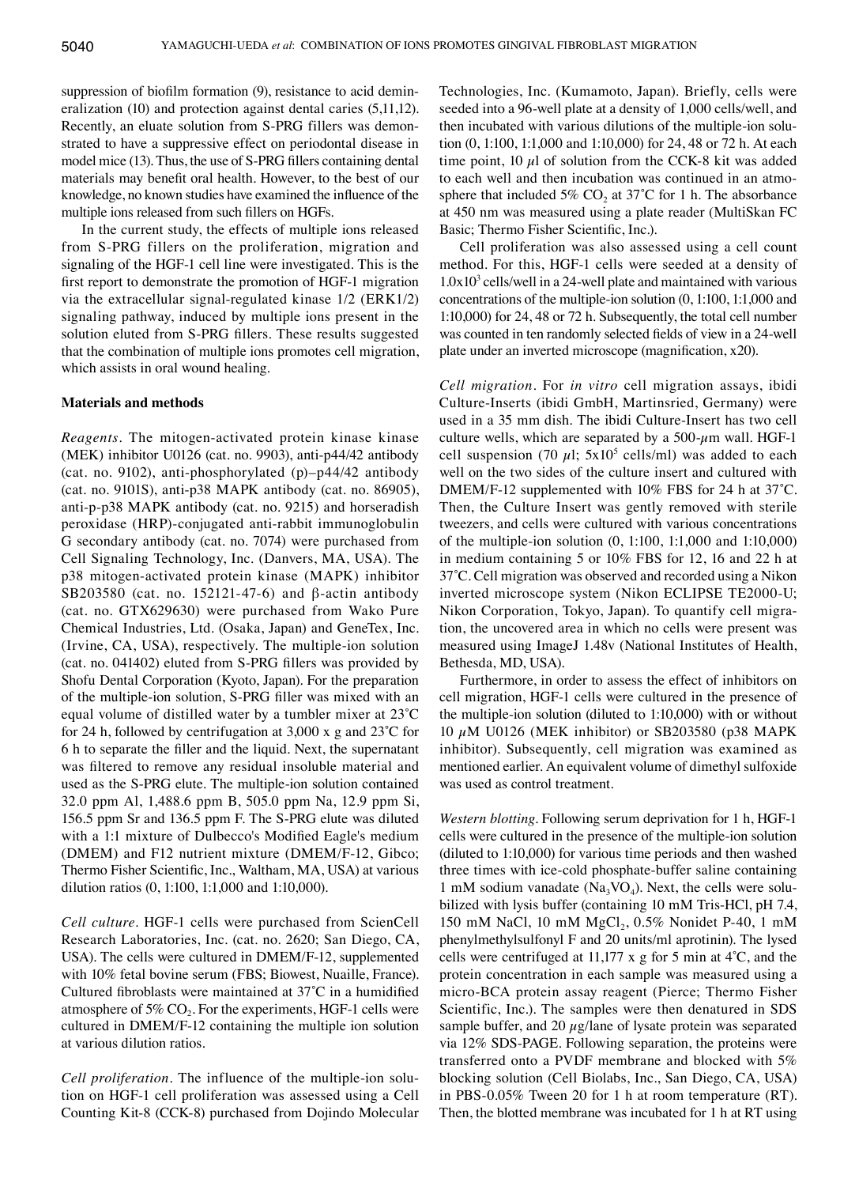suppression of biofilm formation (9), resistance to acid demineralization (10) and protection against dental caries (5,11,12). Recently, an eluate solution from S-PRG fillers was demonstrated to have a suppressive effect on periodontal disease in model mice (13). Thus, the use of S-PRG fillers containing dental materials may benefit oral health. However, to the best of our knowledge, no known studies have examined the influence of the multiple ions released from such fillers on HGFs.

In the current study, the effects of multiple ions released from S-PRG fillers on the proliferation, migration and signaling of the HGF-1 cell line were investigated. This is the first report to demonstrate the promotion of HGF-1 migration via the extracellular signal-regulated kinase 1/2 (ERK1/2) signaling pathway, induced by multiple ions present in the solution eluted from S-PRG fillers. These results suggested that the combination of multiple ions promotes cell migration, which assists in oral wound healing.

## Materials and methods

*Reagents.* The mitogen-activated protein kinase kinase (MEK) inhibitor U0126 (cat. no. 9903), anti-p44/42 antibody (cat. no. 9102), anti-phosphorylated (p)–p44/42 antibody (cat. no. 9101S), anti-p38 MAPK antibody (cat. no. 86905), anti-p-p38 MAPK antibody (cat. no. 9215) and horseradish peroxidase (HRP)-conjugated anti-rabbit immunoglobulin G secondary antibody (cat. no. 7074) were purchased from Cell Signaling Technology, Inc. (Danvers, MA, USA). The p38 mitogen-activated protein kinase (MAPK) inhibitor SB203580 (cat. no. 152121-47-6) and β-actin antibody (cat. no. GTX629630) were purchased from Wako Pure Chemical Industries, Ltd. (Osaka, Japan) and GeneTex, Inc. (Irvine, CA, USA), respectively. The multiple-ion solution (cat. no. 041402) eluted from S-PRG fillers was provided by Shofu Dental Corporation (Kyoto, Japan). For the preparation of the multiple-ion solution, S-PRG filler was mixed with an equal volume of distilled water by a tumbler mixer at 23˚C for 24 h, followed by centrifugation at 3,000 x g and 23˚C for 6 h to separate the filler and the liquid. Next, the supernatant was filtered to remove any residual insoluble material and used as the S-PRG elute. The multiple-ion solution contained 32.0 ppm Al, 1,488.6 ppm B, 505.0 ppm Na, 12.9 ppm Si, 156.5 ppm Sr and 136.5 ppm F. The S-PRG elute was diluted with a 1:1 mixture of Dulbecco's Modified Eagle's medium (DMEM) and F12 nutrient mixture (DMEM/F-12, Gibco; Thermo Fisher Scientific, Inc., Waltham, MA, USA) at various dilution ratios (0, 1:100, 1:1,000 and 1:10,000).

*Cell culture.* HGF-1 cells were purchased from ScienCell Research Laboratories, Inc. (cat. no. 2620; San Diego, CA, USA). The cells were cultured in DMEM/F-12, supplemented with 10% fetal bovine serum (FBS; Biowest, Nuaille, France). Cultured fibroblasts were maintained at 37˚C in a humidified atmosphere of 5% $CO_2$. For the experiments, HGF-1 cells were cultured in DMEM/F-12 containing the multiple ion solution at various dilution ratios.

*Cell proliferation.* The influence of the multiple-ion solution on HGF-1 cell proliferation was assessed using a Cell Counting Kit-8 (CCK-8) purchased from Dojindo Molecular Technologies, Inc. (Kumamoto, Japan). Briefly, cells were seeded into a 96-well plate at a density of 1,000 cells/well, and then incubated with various dilutions of the multiple-ion solution (0, 1:100, 1:1,000 and 1:10,000) for 24, 48 or 72 h. At each time point, 10 $\mu$l of solution from the CCK-8 kit was added to each well and then incubation was continued in an atmosphere that included 5% $CO_2$ at 37˚C for 1 h. The absorbance at 450 nm was measured using a plate reader (MultiSkan FC Basic; Thermo Fisher Scientific, Inc.).

Cell proliferation was also assessed using a cell count method. For this, HGF-1 cells were seeded at a density of $1.0 \times 10^3$ cells/well in a 24-well plate and maintained with various concentrations of the multiple-ion solution (0, 1:100, 1:1,000 and 1:10,000) for 24, 48 or 72 h. Subsequently, the total cell number was counted in ten randomly selected fields of view in a 24-well plate under an inverted microscope (magnification, x20).

*Cell migration.* For *in vitro* cell migration assays, ibidi Culture-Inserts (ibidi GmbH, Martinsried, Germany) were used in a 35 mm dish. The ibidi Culture-Insert has two cell culture wells, which are separated by a 500-$\mu$m wall. HGF-1 cell suspension (70 $\mu$l; $5 \times 10^5$ cells/ml) was added to each well on the two sides of the culture insert and cultured with DMEM/F-12 supplemented with 10% FBS for 24 h at 37˚C. Then, the Culture Insert was gently removed with sterile tweezers, and cells were cultured with various concentrations of the multiple-ion solution (0, 1:100, 1:1,000 and 1:10,000) in medium containing 5 or 10% FBS for 12, 16 and 22 h at 37˚C. Cell migration was observed and recorded using a Nikon inverted microscope system (Nikon ECLIPSE TE2000-U; Nikon Corporation, Tokyo, Japan). To quantify cell migration, the uncovered area in which no cells were present was measured using ImageJ 1.48v (National Institutes of Health, Bethesda, MD, USA).

Furthermore, in order to assess the effect of inhibitors on cell migration, HGF-1 cells were cultured in the presence of the multiple-ion solution (diluted to 1:10,000) with or without 10 $\mu$M U0126 (MEK inhibitor) or SB203580 (p38 MAPK inhibitor). Subsequently, cell migration was examined as mentioned earlier. An equivalent volume of dimethyl sulfoxide was used as control treatment.

*Western blotting.* Following serum deprivation for 1 h, HGF-1 cells were cultured in the presence of the multiple-ion solution (diluted to 1:10,000) for various time periods and then washed three times with ice-cold phosphate-buffer saline containing 1 mM sodium vanadate ($Na_3VO_4$). Next, the cells were solubilized with lysis buffer (containing 10 mM Tris-HCl, pH 7.4, 150 mM NaCl, 10 mM $MgCl_2$, 0.5% Nonidet P-40, 1 mM phenylmethylsulfonyl F and 20 units/ml aprotinin). The lysed cells were centrifuged at 11,177 x g for 5 min at 4˚C, and the protein concentration in each sample was measured using a micro-BCA protein assay reagent (Pierce; Thermo Fisher Scientific, Inc.). The samples were then denatured in SDS sample buffer, and 20 $\mu$g/lane of lysate protein was separated via 12% SDS-PAGE. Following separation, the proteins were transferred onto a PVDF membrane and blocked with 5% blocking solution (Cell Biolabs, Inc., San Diego, CA, USA) in PBS-0.05% Tween 20 for 1 h at room temperature (RT). Then, the blotted membrane was incubated for 1 h at RT using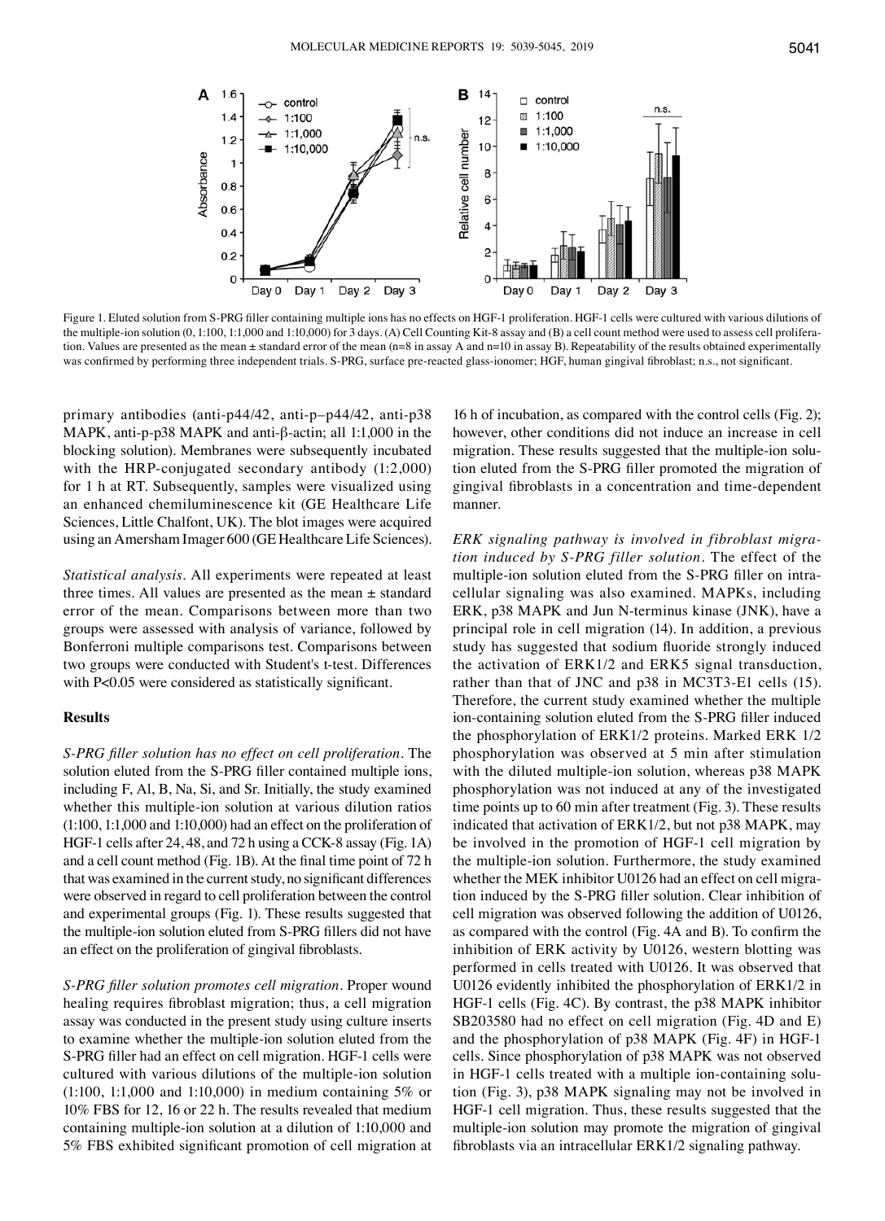Figure 1. Eluted solution from S-PRG filler containing multiple ions has no effects on HGF-1 proliferation. HGF-1 cells were cultured with various dilutions of the multiple-ion solution (0, 1:100, 1:1,000 and 1:10,000) for 3 days. (A) Cell Counting Kit-8 assay and (B) a cell count method were used to assess cell proliferation. Values are presented as the mean ± standard error of the mean (n=8 in assay A and n=10 in assay B). Repeatability of the results obtained experimentally was confirmed by performing three independent trials. S-PRG, surface pre-reacted glass-ionomer; HGF, human gingival fibroblast; n.s., not significant.

primary antibodies (anti-p44/42, anti-p–p44/42, anti-p38 MAPK, anti-p-p38 MAPK and anti-β-actin; all 1:1,000 in the blocking solution). Membranes were subsequently incubated with the HRP-conjugated secondary antibody (1:2,000) for 1 h at RT. Subsequently, samples were visualized using an enhanced chemiluminescence kit (GE Healthcare Life Sciences, Little Chalfont, UK). The blot images were acquired using an Amersham Imager 600 (GE Healthcare Life Sciences).

*Statistical analysis.* All experiments were repeated at least three times. All values are presented as the mean ± standard error of the mean. Comparisons between more than two groups were assessed with analysis of variance, followed by Bonferroni multiple comparisons test. Comparisons between two groups were conducted with Student's t-test. Differences with $P<0.05$ were considered as statistically significant.

## Results

*S-PRG filler solution has no effect on cell proliferation.* The solution eluted from the S-PRG filler contained multiple ions, including F, Al, B, Na, Si, and Sr. Initially, the study examined whether this multiple-ion solution at various dilution ratios (1:100, 1:1,000 and 1:10,000) had an effect on the proliferation of HGF-1 cells after 24, 48, and 72 h using a CCK-8 assay (Fig. 1A) and a cell count method (Fig. 1B). At the final time point of 72 h that was examined in the current study, no significant differences were observed in regard to cell proliferation between the control and experimental groups (Fig. 1). These results suggested that the multiple-ion solution eluted from S-PRG fillers did not have an effect on the proliferation of gingival fibroblasts.

*S-PRG filler solution promotes cell migration.* Proper wound healing requires fibroblast migration; thus, a cell migration assay was conducted in the present study using culture inserts to examine whether the multiple-ion solution eluted from the S-PRG filler had an effect on cell migration. HGF-1 cells were cultured with various dilutions of the multiple-ion solution (1:100, 1:1,000 and 1:10,000) in medium containing 5% or 10% FBS for 12, 16 or 22 h. The results revealed that medium containing multiple-ion solution at a dilution of 1:10,000 and 5% FBS exhibited significant promotion of cell migration at 16 h of incubation, as compared with the control cells (Fig. 2); however, other conditions did not induce an increase in cell migration. These results suggested that the multiple-ion solution eluted from the S-PRG filler promoted the migration of gingival fibroblasts in a concentration and time-dependent manner.

*ERK signaling pathway is involved in fibroblast migration induced by S-PRG filler solution.* The effect of the multiple-ion solution eluted from the S-PRG filler on intracellular signaling was also examined. MAPKs, including ERK, p38 MAPK and Jun N-terminus kinase (JNK), have a principal role in cell migration (14). In addition, a previous study has suggested that sodium fluoride strongly induced the activation of ERK1/2 and ERK5 signal transduction, rather than that of JNC and p38 in MC3T3-E1 cells (15). Therefore, the current study examined whether the multiple ion-containing solution eluted from the S-PRG filler induced the phosphorylation of ERK1/2 proteins. Marked ERK 1/2 phosphorylation was observed at 5 min after stimulation with the diluted multiple-ion solution, whereas p38 MAPK phosphorylation was not induced at any of the investigated time points up to 60 min after treatment (Fig. 3). These results indicated that activation of ERK1/2, but not p38 MAPK, may be involved in the promotion of HGF-1 cell migration by the multiple-ion solution. Furthermore, the study examined whether the MEK inhibitor U0126 had an effect on cell migration induced by the S-PRG filler solution. Clear inhibition of cell migration was observed following the addition of U0126, as compared with the control (Fig. 4A and B). To confirm the inhibition of ERK activity by U0126, western blotting was performed in cells treated with U0126. It was observed that U0126 evidently inhibited the phosphorylation of ERK1/2 in HGF-1 cells (Fig. 4C). By contrast, the p38 MAPK inhibitor SB203580 had no effect on cell migration (Fig. 4D and E) and the phosphorylation of p38 MAPK (Fig. 4F) in HGF-1 cells. Since phosphorylation of p38 MAPK was not observed in HGF-1 cells treated with a multiple ion-containing solution (Fig. 3), p38 MAPK signaling may not be involved in HGF-1 cell migration. Thus, these results suggested that the multiple-ion solution may promote the migration of gingival fibroblasts via an intracellular ERK1/2 signaling pathway.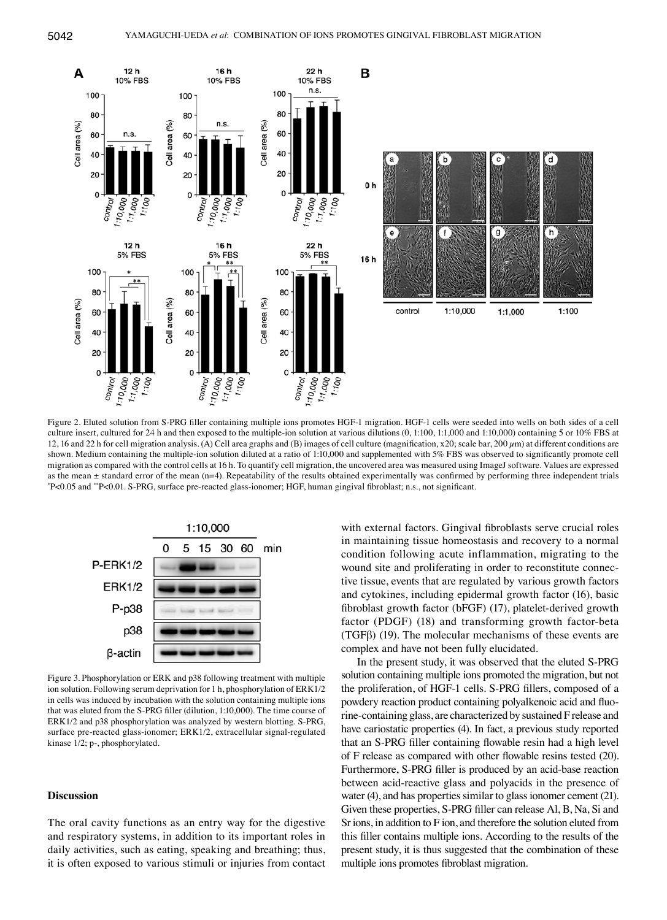Figure 2. Eluted solution from S-PRG filler containing multiple ions promotes HGF-1 migration. HGF-1 cells were seeded into wells on both sides of a cell culture insert, cultured for 24 h and then exposed to the multiple-ion solution at various dilutions (0, 1:100, 1:1,000 and 1:10,000) containing 5 or 10% FBS at 12, 16 and 22 h for cell migration analysis. (A) Cell area graphs and (B) images of cell culture (magnification, x20; scale bar, 200 $\mu$m) at different conditions are shown. Medium containing the multiple-ion solution diluted at a ratio of 1:10,000 and supplemented with 5% FBS was observed to significantly promote cell migration as compared with the control cells at 16 h. To quantify cell migration, the uncovered area was measured using ImageJ software. Values are expressed as the mean ± standard error of the mean (n=4). Repeatability of the results obtained experimentally was confirmed by performing three independent trials *P<0.05 and **P<0.01. S-PRG, surface pre-reacted glass-ionomer; HGF, human gingival fibroblast; n.s., not significant.

Figure 3. Phosphorylation or ERK and p38 following treatment with multiple ion solution. Following serum deprivation for 1 h, phosphorylation of ERK1/2 in cells was induced by incubation with the solution containing multiple ions that was eluted from the S-PRG filler (dilution, 1:10,000). The time course of ERK1/2 and p38 phosphorylation was analyzed by western blotting. S-PRG, surface pre-reacted glass-ionomer; ERK1/2, extracellular signal-regulated kinase 1/2; p-, phosphorylated.

## Discussion

The oral cavity functions as an entry way for the digestive and respiratory systems, in addition to its important roles in daily activities, such as eating, speaking and breathing; thus, it is often exposed to various stimuli or injuries from contact with external factors. Gingival fibroblasts serve crucial roles in maintaining tissue homeostasis and recovery to a normal condition following acute inflammation, migrating to the wound site and proliferating in order to reconstitute connective tissue, events that are regulated by various growth factors and cytokines, including epidermal growth factor (16), basic fibroblast growth factor (bFGF) (17), platelet-derived growth factor (PDGF) (18) and transforming growth factor-beta (TGFβ) (19). The molecular mechanisms of these events are complex and have not been fully elucidated.

In the present study, it was observed that the eluted S-PRG solution containing multiple ions promoted the migration, but not the proliferation, of HGF-1 cells. S-PRG fillers, composed of a powdery reaction product containing polyalkenoic acid and fluorine-containing glass, are characterized by sustained F release and have cariostatic properties (4). In fact, a previous study reported that an S-PRG filler containing flowable resin had a high level of F release as compared with other flowable resins tested (20). Furthermore, S-PRG filler is produced by an acid-base reaction between acid-reactive glass and polyacids in the presence of water (4), and has properties similar to glass ionomer cement (21). Given these properties, S-PRG filler can release Al, B, Na, Si and Sr ions, in addition to F ion, and therefore the solution eluted from this filler contains multiple ions. According to the results of the present study, it is thus suggested that the combination of these multiple ions promotes fibroblast migration.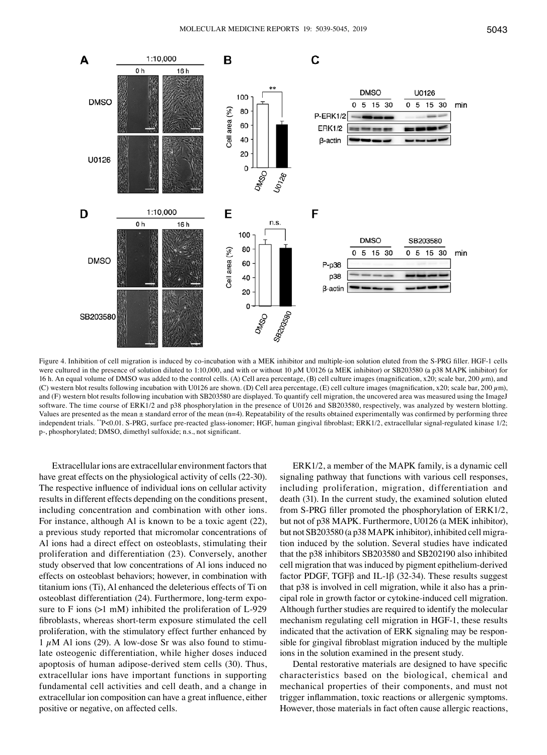Figure 4. Inhibition of cell migration is induced by co-incubation with a MEK inhibitor and multiple-ion solution eluted from the S-PRG filler. HGF-1 cells were cultured in the presence of solution diluted to 1:10,000, and with or without 10 $\mu$M U0126 (a MEK inhibitor) or SB203580 (a p38 MAPK inhibitor) for 16 h. An equal volume of DMSO was added to the control cells. (A) Cell area percentage, (B) cell culture images (magnification, x20; scale bar, 200 $\mu$m), and (C) western blot results following incubation with U0126 are shown. (D) Cell area percentage, (E) cell culture images (magnification, x20; scale bar, 200 $\mu$m), and (F) western blot results following incubation with SB203580 are displayed. To quantify cell migration, the uncovered area was measured using the ImageJ software. The time course of ERK1/2 and p38 phosphorylation in the presence of U0126 and SB203580, respectively, was analyzed by western blotting. Values are presented as the mean ± standard error of the mean (n=4). Repeatability of the results obtained experimentally was confirmed by performing three independent trials. **P<0.01. S-PRG, surface pre-reacted glass-ionomer; HGF, human gingival fibroblast; ERK1/2, extracellular signal-regulated kinase 1/2; p-, phosphorylated; DMSO, dimethyl sulfoxide; n.s., not significant.

Extracellular ions are extracellular environment factors that have great effects on the physiological activity of cells (22-30). The respective influence of individual ions on cellular activity results in different effects depending on the conditions present, including concentration and combination with other ions. For instance, although Al is known to be a toxic agent (22), a previous study reported that micromolar concentrations of Al ions had a direct effect on osteoblasts, stimulating their proliferation and differentiation (23). Conversely, another study observed that low concentrations of Al ions induced no effects on osteoblast behaviors; however, in combination with titanium ions (Ti), Al enhanced the deleterious effects of Ti on osteoblast differentiation (24). Furthermore, long-term exposure to F ions (>1 mM) inhibited the proliferation of L-929 fibroblasts, whereas short-term exposure stimulated the cell proliferation, with the stimulatory effect further enhanced by 1 $\mu$M Al ions (29). A low-dose Sr was also found to stimulate osteogenic differentiation, while higher doses induced apoptosis of human adipose-derived stem cells (30). Thus, extracellular ions have important functions in supporting fundamental cell activities and cell death, and a change in extracellular ion composition can have a great influence, either positive or negative, on affected cells.

ERK1/2, a member of the MAPK family, is a dynamic cell signaling pathway that functions with various cell responses, including proliferation, migration, differentiation and death (31). In the current study, the examined solution eluted from S-PRG filler promoted the phosphorylation of ERK1/2, but not of p38 MAPK. Furthermore, U0126 (a MEK inhibitor), but not SB203580 (a p38 MAPK inhibitor), inhibited cell migration induced by the solution. Several studies have indicated that the p38 inhibitors SB203580 and SB202190 also inhibited cell migration that was induced by pigment epithelium-derived factor PDGF, TGFβ and IL-1β (32-34). These results suggest that p38 is involved in cell migration, while it also has a principal role in growth factor or cytokine-induced cell migration. Although further studies are required to identify the molecular mechanism regulating cell migration in HGF-1, these results indicated that the activation of ERK signaling may be responsible for gingival fibroblast migration induced by the multiple ions in the solution examined in the present study.

Dental restorative materials are designed to have specific characteristics based on the biological, chemical and mechanical properties of their components, and must not trigger inflammation, toxic reactions or allergenic symptoms. However, those materials in fact often cause allergic reactions,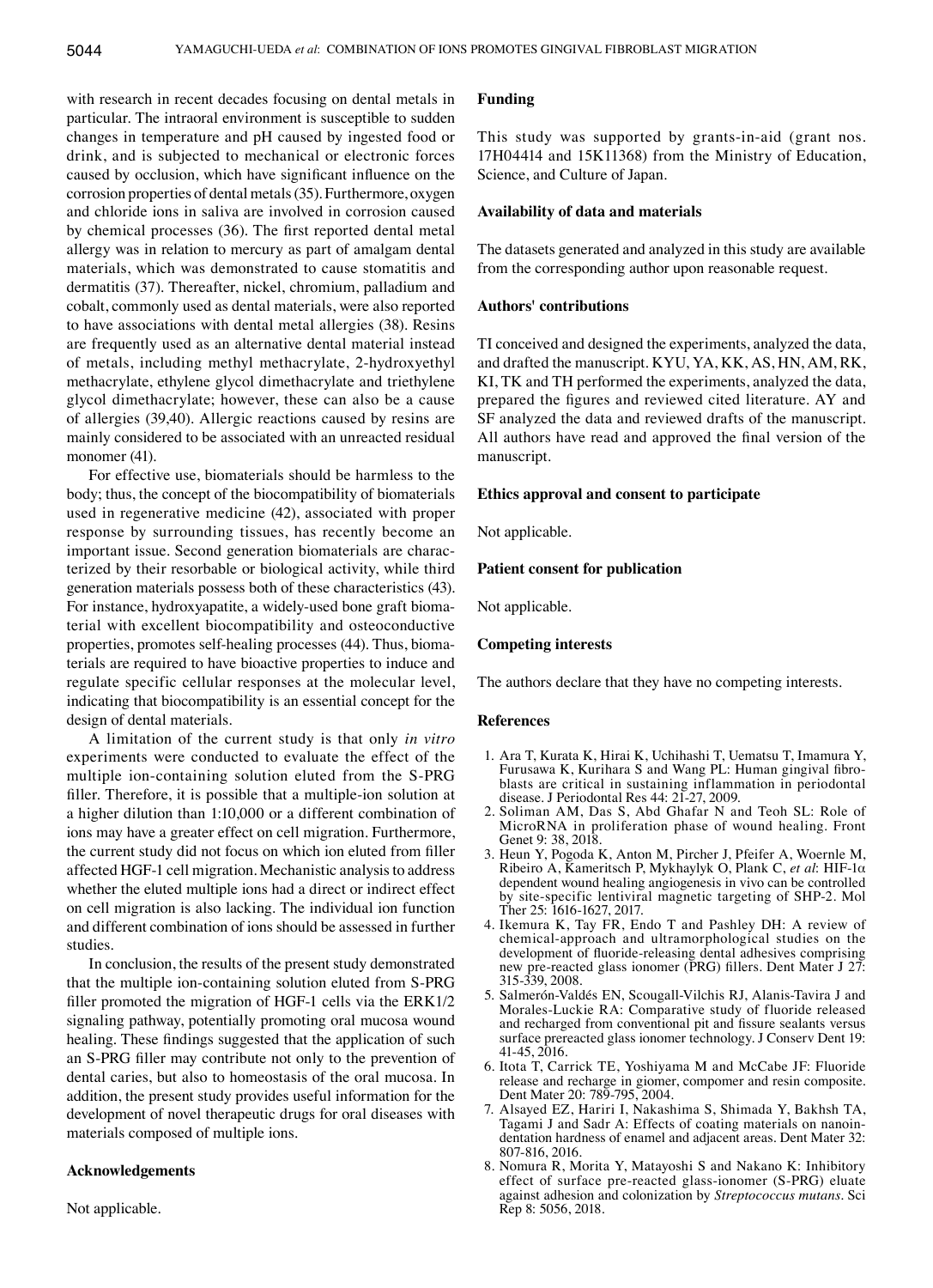with research in recent decades focusing on dental metals in particular. The intraoral environment is susceptible to sudden changes in temperature and pH caused by ingested food or drink, and is subjected to mechanical or electronic forces caused by occlusion, which have significant influence on the corrosion properties of dental metals (35). Furthermore, oxygen and chloride ions in saliva are involved in corrosion caused by chemical processes (36). The first reported dental metal allergy was in relation to mercury as part of amalgam dental materials, which was demonstrated to cause stomatitis and dermatitis (37). Thereafter, nickel, chromium, palladium and cobalt, commonly used as dental materials, were also reported to have associations with dental metal allergies (38). Resins are frequently used as an alternative dental material instead of metals, including methyl methacrylate, 2-hydroxyethyl methacrylate, ethylene glycol dimethacrylate and triethylene glycol dimethacrylate; however, these can also be a cause of allergies (39,40). Allergic reactions caused by resins are mainly considered to be associated with an unreacted residual monomer (41).

For effective use, biomaterials should be harmless to the body; thus, the concept of the biocompatibility of biomaterials used in regenerative medicine (42), associated with proper response by surrounding tissues, has recently become an important issue. Second generation biomaterials are characterized by their resorbable or biological activity, while third generation materials possess both of these characteristics (43). For instance, hydroxyapatite, a widely-used bone graft biomaterial with excellent biocompatibility and osteoconductive properties, promotes self-healing processes (44). Thus, biomaterials are required to have bioactive properties to induce and regulate specific cellular responses at the molecular level, indicating that biocompatibility is an essential concept for the design of dental materials.

A limitation of the current study is that only *in vitro* experiments were conducted to evaluate the effect of the multiple ion-containing solution eluted from the S-PRG filler. Therefore, it is possible that a multiple-ion solution at a higher dilution than 1:10,000 or a different combination of ions may have a greater effect on cell migration. Furthermore, the current study did not focus on which ion eluted from filler affected HGF-1 cell migration. Mechanistic analysis to address whether the eluted multiple ions had a direct or indirect effect on cell migration is also lacking. The individual ion function and different combination of ions should be assessed in further studies.

In conclusion, the results of the present study demonstrated that the multiple ion-containing solution eluted from S-PRG filler promoted the migration of HGF-1 cells via the ERK1/2 signaling pathway, potentially promoting oral mucosa wound healing. These findings suggested that the application of such an S-PRG filler may contribute not only to the prevention of dental caries, but also to homeostasis of the oral mucosa. In addition, the present study provides useful information for the development of novel therapeutic drugs for oral diseases with materials composed of multiple ions.

## Acknowledgements

Not applicable.

## Funding

This study was supported by grants-in-aid (grant nos. 17H04414 and 15K11368) from the Ministry of Education, Science, and Culture of Japan.

## Availability of data and materials

The datasets generated and analyzed in this study are available from the corresponding author upon reasonable request.

## Authors' contributions

TI conceived and designed the experiments, analyzed the data, and drafted the manuscript. KYU, YA, KK, AS, HN, AM, RK, KI, TK and TH performed the experiments, analyzed the data, prepared the figures and reviewed cited literature. AY and SF analyzed the data and reviewed drafts of the manuscript. All authors have read and approved the final version of the manuscript.

## Ethics approval and consent to participate

Not applicable.

## Patient consent for publication

Not applicable.

## Competing interests

The authors declare that they have no competing interests.

## References

1. Ara T, Kurata K, Hirai K, Uchihashi T, Uematsu T, Imamura Y, Furusawa K, Kurihara S and Wang PL: Human gingival fibroblasts are critical in sustaining inflammation in periodontal disease. J Periodontal Res 44: 21-27, 2009.
2. Soliman AM, Das S, Abd Ghafar N and Teoh SL: Role of MicroRNA in proliferation phase of wound healing. Front Genet 9: 38, 2018.
3. Heun Y, Pogoda K, Anton M, Pircher J, Pfeifer A, Woernle M, Ribeiro A, Kameritsch P, Mykhaylyk O, Plank C, *et al*: HIF-1α dependent wound healing angiogenesis in vivo can be controlled by site-specific lentiviral magnetic targeting of SHP-2. Mol Ther 25: 1616-1627, 2017.
4. Ikemura K, Tay FR, Endo T and Pashley DH: A review of chemical-approach and ultramorphological studies on the development of fluoride-releasing dental adhesives comprising new pre-reacted glass ionomer (PRG) fillers. Dent Mater J 27: 315-339, 2008.
5. Salmerón-Valdés EN, Scougall-Vilchis RJ, Alanis-Tavira J and Morales-Luckie RA: Comparative study of fluoride released and recharged from conventional pit and fissure sealants versus surface prereacted glass ionomer technology. J Conserv Dent 19: 41-45, 2016.
6. Itota T, Carrick TE, Yoshiyama M and McCabe JF: Fluoride release and recharge in giomer, compomer and resin composite. Dent Mater 20: 789-795, 2004.
7. Alsayed EZ, Hariri I, Nakashima S, Shimada Y, Bakhsh TA, Tagami J and Sadr A: Effects of coating materials on nanoindentation hardness of enamel and adjacent areas. Dent Mater 32: 807-816, 2016.
8. Nomura R, Morita Y, Matayoshi S and Nakano K: Inhibitory effect of surface pre-reacted glass-ionomer (S-PRG) eluate against adhesion and colonization by *Streptococcus mutans*. Sci Rep 8: 5056, 2018.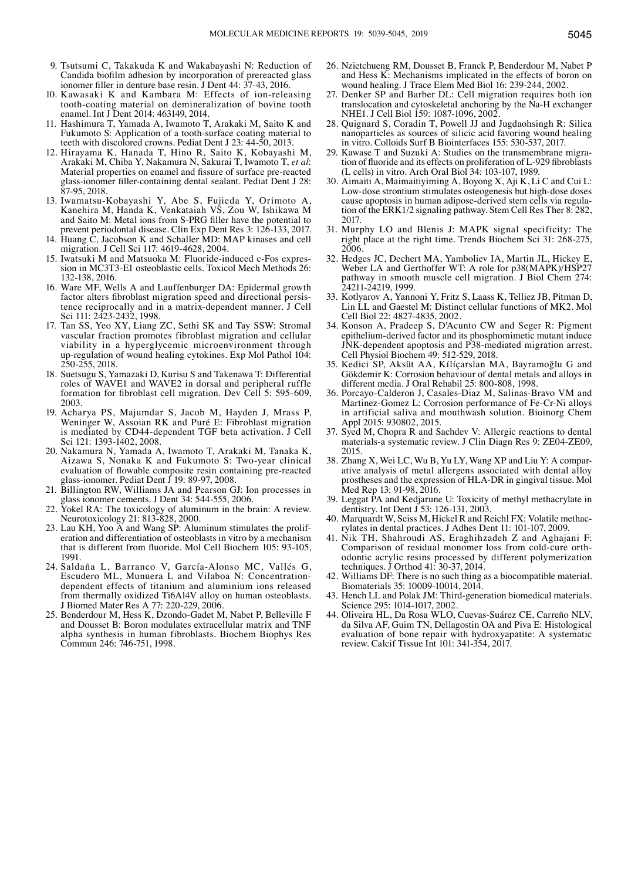9. Tsutsumi C, Takakuda K and Wakabayashi N: Reduction of Candida biofilm adhesion by incorporation of prereacted glass ionomer filler in denture base resin. J Dent 44: 37-43, 2016.
10. Kawasaki K and Kambara M: Effects of ion-releasing tooth-coating material on demineralization of bovine tooth enamel. Int J Dent 2014: 463149, 2014.
11. Hashimura T, Yamada A, Iwamoto T, Arakaki M, Saito K and Fukumoto S: Application of a tooth-surface coating material to teeth with discolored crowns. Pediat Dent J 23: 44-50, 2013.
12. Hirayama K, Hanada T, Hino R, Saito K, Kobayashi M, Arakaki M, Chiba Y, Nakamura N, Sakurai T, Iwamoto T, *et al*: Material properties on enamel and fissure of surface pre-reacted glass-ionomer filler-containing dental sealant. Pediat Dent J 28: 87-95, 2018.
13. Iwamatsu-Kobayashi Y, Abe S, Fujieda Y, Orimoto A, Kanehira M, Handa K, Venkataiah VS, Zou W, Ishikawa M and Saito M: Metal ions from S-PRG filler have the potential to prevent periodontal disease. Clin Exp Dent Res 3: 126-133, 2017.
14. Huang C, Jacobson K and Schaller MD: MAP kinases and cell migration. J Cell Sci 117: 4619-4628, 2004.
15. Iwatsuki M and Matsuoka M: Fluoride-induced c-Fos expression in MC3T3-E1 osteoblastic cells. Toxicol Mech Methods 26: 132-138, 2016.
16. Ware MF, Wells A and Lauffenburger DA: Epidermal growth factor alters fibroblast migration speed and directional persistence reciprocally and in a matrix-dependent manner. J Cell Sci 111: 2423-2432, 1998.
17. Tan SS, Yeo XY, Liang ZC, Sethi SK and Tay SSW: Stromal vascular fraction promotes fibroblast migration and cellular viability in a hyperglycemic microenvironment through up-regulation of wound healing cytokines. Exp Mol Pathol 104: 250-255, 2018.
18. Suetsugu S, Yamazaki D, Kurisu S and Takenawa T: Differential roles of WAVE1 and WAVE2 in dorsal and peripheral ruffle formation for fibroblast cell migration. Dev Cell 5: 595-609, 2003.
19. Acharya PS, Majumdar S, Jacob M, Hayden J, Mrass P, Weninger W, Assoian RK and Puré E: Fibroblast migration is mediated by CD44-dependent TGF beta activation. J Cell Sci 121: 1393-1402, 2008.
20. Nakamura N, Yamada A, Iwamoto T, Arakaki M, Tanaka K, Aizawa S, Nonaka K and Fukumoto S: Two-year clinical evaluation of flowable composite resin containing pre-reacted glass-ionomer. Pediat Dent J 19: 89-97, 2008.
21. Billington RW, Williams JA and Pearson GJ: Ion processes in glass ionomer cements. J Dent 34: 544-555, 2006.
22. Yokel RA: The toxicology of aluminum in the brain: A review. Neurotoxicology 21: 813-828, 2000.
23. Lau KH, Yoo A and Wang SP: Aluminum stimulates the proliferation and differentiation of osteoblasts in vitro by a mechanism that is different from fluoride. Mol Cell Biochem 105: 93-105, 1991.
24. Saldaña L, Barranco V, García-Alonso MC, Vallés G, Escudero ML, Munuera L and Vilaboa N: Concentration-dependent effects of titanium and aluminium ions released from thermally oxidized Ti6Al4V alloy on human osteoblasts. J Biomed Mater Res A 77: 220-229, 2006.
25. Benderdour M, Hess K, Dzondo-Gadet M, Nabet P, Belleville F and Dousset B: Boron modulates extracellular matrix and TNF alpha synthesis in human fibroblasts. Biochem Biophys Res Commun 246: 746-751, 1998.
26. Nzietchueng RM, Dousset B, Franck P, Benderdour M, Nabet P and Hess K: Mechanisms implicated in the effects of boron on wound healing. J Trace Elem Med Biol 16: 239-244, 2002.
27. Denker SP and Barber DL: Cell migration requires both ion translocation and cytoskeletal anchoring by the Na-H exchanger NHE1. J Cell Biol 159: 1087-1096, 2002.
28. Quignard S, Coradin T, Powell JJ and Jugdaohsingh R: Silica nanoparticles as sources of silicic acid favoring wound healing in vitro. Colloids Surf B Biointerfaces 155: 530-537, 2017.
29. Kawase T and Suzuki A: Studies on the transmembrane migration of fluoride and its effects on proliferation of L-929 fibroblasts (L cells) in vitro. Arch Oral Biol 34: 103-107, 1989.
30. Aimaiti A, Maimaitiyiming A, Boyong X, Aji K, Li C and Cui L: Low-dose strontium stimulates osteogenesis but high-dose doses cause apoptosis in human adipose-derived stem cells via regulation of the ERK1/2 signaling pathway. Stem Cell Res Ther 8: 282, 2017.
31. Murphy LO and Blenis J: MAPK signal specificity: The right place at the right time. Trends Biochem Sci 31: 268-275, 2006.
32. Hedges JC, Dechert MA, Yamboliev IA, Martin JL, Hickey E, Weber LA and Gerthoffer WT: A role for p38(MAPK)/HSP27 pathway in smooth muscle cell migration. J Biol Chem 274: 24211-24219, 1999.
33. Kotlyarov A, Yannoni Y, Fritz S, Laass K, Telliez JB, Pitman D, Lin LL and Gaestel M: Distinct cellular functions of MK2. Mol Cell Biol 22: 4827-4835, 2002.
34. Konson A, Pradeep S, D'Acunto CW and Seger R: Pigment epithelium-derived factor and its phosphomimetic mutant induce JNK-dependent apoptosis and P38-mediated migration arrest. Cell Physiol Biochem 49: 512-529, 2018.
35. Kedici SP, Aksüt AA, Kílíçarslan MA, Bayramoğlu G and Gökdemir K: Corrosion behaviour of dental metals and alloys in different media. J Oral Rehabil 25: 800-808, 1998.
36. Porcayo-Calderon J, Casales-Diaz M, Salinas-Bravo VM and Martinez-Gomez L: Corrosion performance of Fe-Cr-Ni alloys in artificial saliva and mouthwash solution. Bioinorg Chem Appl 2015: 930802, 2015.
37. Syed M, Chopra R and Sachdev V: Allergic reactions to dental materials-a systematic review. J Clin Diagn Res 9: ZE04-ZE09, 2015.
38. Zhang X, Wei LC, Wu B, Yu LY, Wang XP and Liu Y: A comparative analysis of metal allergens associated with dental alloy prostheses and the expression of HLA-DR in gingival tissue. Mol Med Rep 13: 91-98, 2016.
39. Leggat PA and Kedjarune U: Toxicity of methyl methacrylate in dentistry. Int Dent J 53: 126-131, 2003.
40. Marquardt W, Seiss M, Hickel R and Reichl FX: Volatile methacrylates in dental practices. J Adhes Dent 11: 101-107, 2009.
41. Nik TH, Shahroudi AS, Eraghihzadeh Z and Aghajani F: Comparison of residual monomer loss from cold-cure orthodontic acrylic resins processed by different polymerization techniques. J Orthod 41: 30-37, 2014.
42. Williams DF: There is no such thing as a biocompatible material. Biomaterials 35: 10009-10014, 2014.
43. Hench LL and Polak JM: Third-generation biomedical materials. Science 295: 1014-1017, 2002.
44. Oliveira HL, Da Rosa WLO, Cuevas-Suárez CE, Carreño NLV, da Silva AF, Guim TN, Dellagostin OA and Piva E: Histological evaluation of bone repair with hydroxyapatite: A systematic review. Calcif Tissue Int 101: 341-354, 2017.